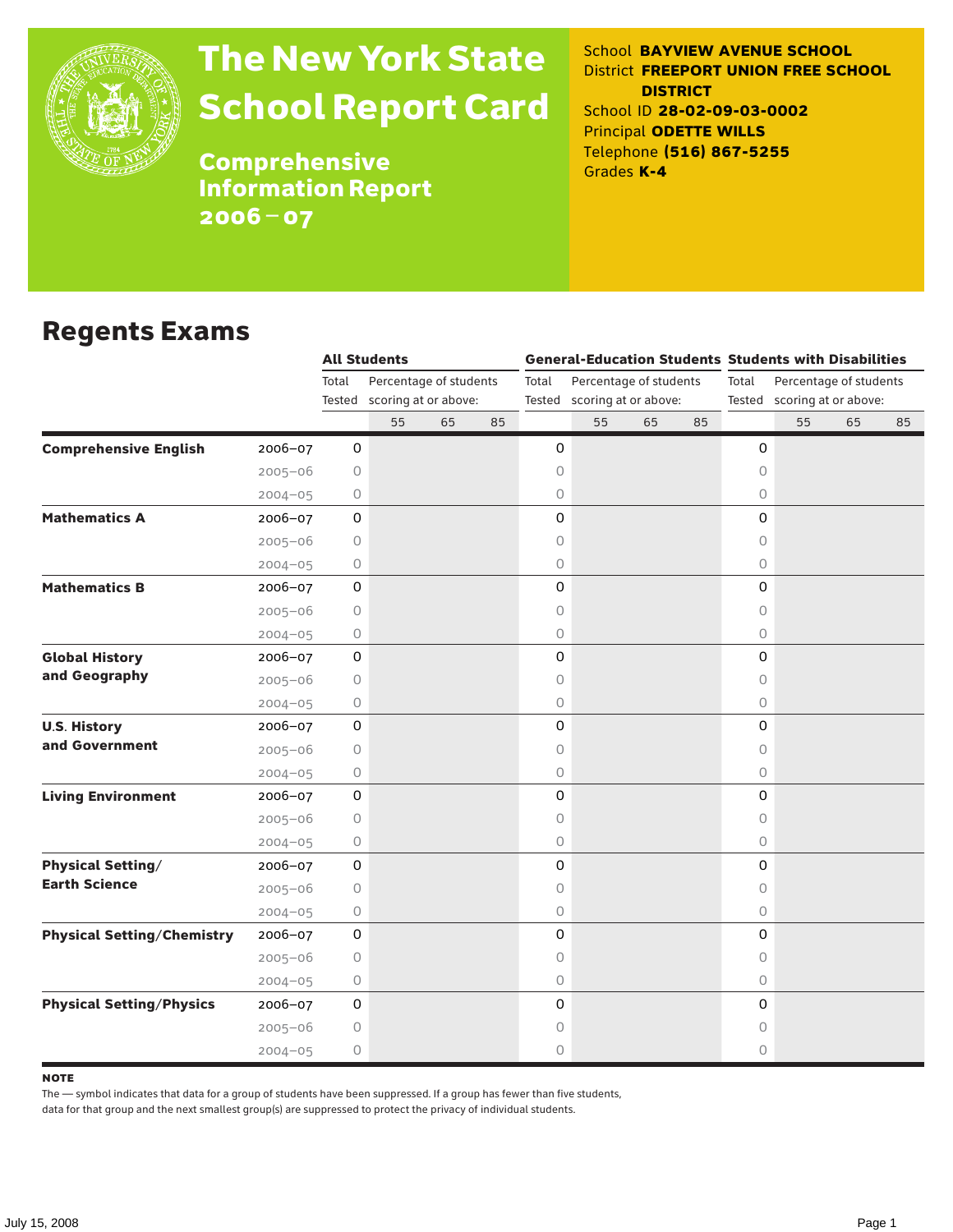# The New York State School Report Card

## Comprehensive Information Report 2006–07

School **BAYVIEW AVENUE SCHOOL**
District **FREEPORT UNION FREE SCHOOL DISTRICT**
School ID **28-02-09-03-0002**
Principal **ODETTE WILLS**
Telephone **(516) 867-5255**
Grades **K-4**

## Regents Exams

| | | All Students | | | | General-Education Students | | | | Students with Disabilities | | | |
|---|---|---|---|---|---|---|---|---|---|---|---|---|---|
| | | Total Tested | Percentage of students scoring at or above: | | | Total Tested | Percentage of students scoring at or above: | | | Total Tested | Percentage of students scoring at or above: | | |
| | | | 55 | 65 | 85 | | 55 | 65 | 85 | | 55 | 65 | 85 |
| **Comprehensive English** | 2006–07 | 0 | | | | 0 | | | | 0 | | | |
| | 2005–06 | 0 | | | | 0 | | | | 0 | | | |
| | 2004–05 | 0 | | | | 0 | | | | 0 | | | |
| **Mathematics A** | 2006–07 | 0 | | | | 0 | | | | 0 | | | |
| | 2005–06 | 0 | | | | 0 | | | | 0 | | | |
| | 2004–05 | 0 | | | | 0 | | | | 0 | | | |
| **Mathematics B** | 2006–07 | 0 | | | | 0 | | | | 0 | | | |
| | 2005–06 | 0 | | | | 0 | | | | 0 | | | |
| | 2004–05 | 0 | | | | 0 | | | | 0 | | | |
| **Global History and Geography** | 2006–07 | 0 | | | | 0 | | | | 0 | | | |
| | 2005–06 | 0 | | | | 0 | | | | 0 | | | |
| | 2004–05 | 0 | | | | 0 | | | | 0 | | | |
| **U.S. History and Government** | 2006–07 | 0 | | | | 0 | | | | 0 | | | |
| | 2005–06 | 0 | | | | 0 | | | | 0 | | | |
| | 2004–05 | 0 | | | | 0 | | | | 0 | | | |
| **Living Environment** | 2006–07 | 0 | | | | 0 | | | | 0 | | | |
| | 2005–06 | 0 | | | | 0 | | | | 0 | | | |
| | 2004–05 | 0 | | | | 0 | | | | 0 | | | |
| **Physical Setting/ Earth Science** | 2006–07 | 0 | | | | 0 | | | | 0 | | | |
| | 2005–06 | 0 | | | | 0 | | | | 0 | | | |
| | 2004–05 | 0 | | | | 0 | | | | 0 | | | |
| **Physical Setting/Chemistry** | 2006–07 | 0 | | | | 0 | | | | 0 | | | |
| | 2005–06 | 0 | | | | 0 | | | | 0 | | | |
| | 2004–05 | 0 | | | | 0 | | | | 0 | | | |
| **Physical Setting/Physics** | 2006–07 | 0 | | | | 0 | | | | 0 | | | |
| | 2005–06 | 0 | | | | 0 | | | | 0 | | | |
| | 2004–05 | 0 | | | | 0 | | | | 0 | | | |

**NOTE**
The — symbol indicates that data for a group of students have been suppressed. If a group has fewer than five students, data for that group and the next smallest group(s) are suppressed to protect the privacy of individual students.

July 15, 2008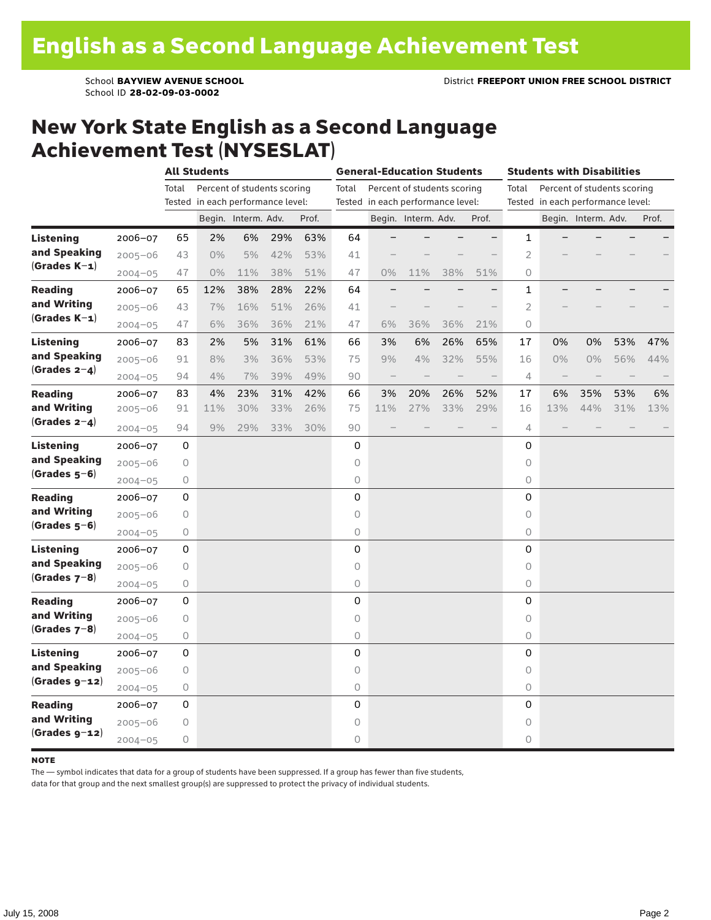# English as a Second Language Achievement Test

School **BAYVIEW AVENUE SCHOOL** District **FREEPORT UNION FREE SCHOOL DISTRICT**
School ID **28-02-09-03-0002**

## New York State English as a Second Language Achievement Test (NYSESLAT)

| | | All Students | | | | | General-Education Students | | | | | Students with Disabilities | | | | |
|---|---|---|---|---|---|---|---|---|---|---|---|---|---|---|---|---|
| | | Total Tested | Percent of students scoring in each performance level: | | | | Total Tested | Percent of students scoring in each performance level: | | | | Total Tested | Percent of students scoring in each performance level: | | | |
| | | | Begin. | Interm. | Adv. | Prof. | | Begin. | Interm. | Adv. | Prof. | | Begin. | Interm. | Adv. | Prof. |
| **Listening and Speaking (Grades K–1)** | 2006–07 | 65 | 2% | 6% | 29% | 63% | 64 | – | – | – | – | 1 | – | – | – | – |
| | 2005–06 | 43 | 0% | 5% | 42% | 53% | 41 | – | – | – | – | 2 | – | – | – | – |
| | 2004–05 | 47 | 0% | 11% | 38% | 51% | 47 | 0% | 11% | 38% | 51% | 0 | | | | |
| **Reading and Writing (Grades K–1)** | 2006–07 | 65 | 12% | 38% | 28% | 22% | 64 | – | – | – | – | 1 | – | – | – | – |
| | 2005–06 | 43 | 7% | 16% | 51% | 26% | 41 | – | – | – | – | 2 | – | – | – | – |
| | 2004–05 | 47 | 6% | 36% | 36% | 21% | 47 | 6% | 36% | 36% | 21% | 0 | | | | |
| **Listening and Speaking (Grades 2–4)** | 2006–07 | 83 | 2% | 5% | 31% | 61% | 66 | 3% | 6% | 26% | 65% | 17 | 0% | 0% | 53% | 47% |
| | 2005–06 | 91 | 8% | 3% | 36% | 53% | 75 | 9% | 4% | 32% | 55% | 16 | 0% | 0% | 56% | 44% |
| | 2004–05 | 94 | 4% | 7% | 39% | 49% | 90 | – | – | – | – | 4 | – | – | – | – |
| **Reading and Writing (Grades 2–4)** | 2006–07 | 83 | 4% | 23% | 31% | 42% | 66 | 3% | 20% | 26% | 52% | 17 | 6% | 35% | 53% | 6% |
| | 2005–06 | 91 | 11% | 30% | 33% | 26% | 75 | 11% | 27% | 33% | 29% | 16 | 13% | 44% | 31% | 13% |
| | 2004–05 | 94 | 9% | 29% | 33% | 30% | 90 | – | – | – | – | 4 | – | – | – | – |
| **Listening and Speaking (Grades 5–6)** | 2006–07 | 0 | | | | | 0 | | | | | 0 | | | | |
| | 2005–06 | 0 | | | | | 0 | | | | | 0 | | | | |
| | 2004–05 | 0 | | | | | 0 | | | | | 0 | | | | |
| **Reading and Writing (Grades 5–6)** | 2006–07 | 0 | | | | | 0 | | | | | 0 | | | | |
| | 2005–06 | 0 | | | | | 0 | | | | | 0 | | | | |
| | 2004–05 | 0 | | | | | 0 | | | | | 0 | | | | |
| **Listening and Speaking (Grades 7–8)** | 2006–07 | 0 | | | | | 0 | | | | | 0 | | | | |
| | 2005–06 | 0 | | | | | 0 | | | | | 0 | | | | |
| | 2004–05 | 0 | | | | | 0 | | | | | 0 | | | | |
| **Reading and Writing (Grades 7–8)** | 2006–07 | 0 | | | | | 0 | | | | | 0 | | | | |
| | 2005–06 | 0 | | | | | 0 | | | | | 0 | | | | |
| | 2004–05 | 0 | | | | | 0 | | | | | 0 | | | | |
| **Listening and Speaking (Grades 9–12)** | 2006–07 | 0 | | | | | 0 | | | | | 0 | | | | |
| | 2005–06 | 0 | | | | | 0 | | | | | 0 | | | | |
| | 2004–05 | 0 | | | | | 0 | | | | | 0 | | | | |
| **Reading and Writing (Grades 9–12)** | 2006–07 | 0 | | | | | 0 | | | | | 0 | | | | |
| | 2005–06 | 0 | | | | | 0 | | | | | 0 | | | | |
| | 2004–05 | 0 | | | | | 0 | | | | | 0 | | | | |

**NOTE**

The — symbol indicates that data for a group of students have been suppressed. If a group has fewer than five students, data for that group and the next smallest group(s) are suppressed to protect the privacy of individual students.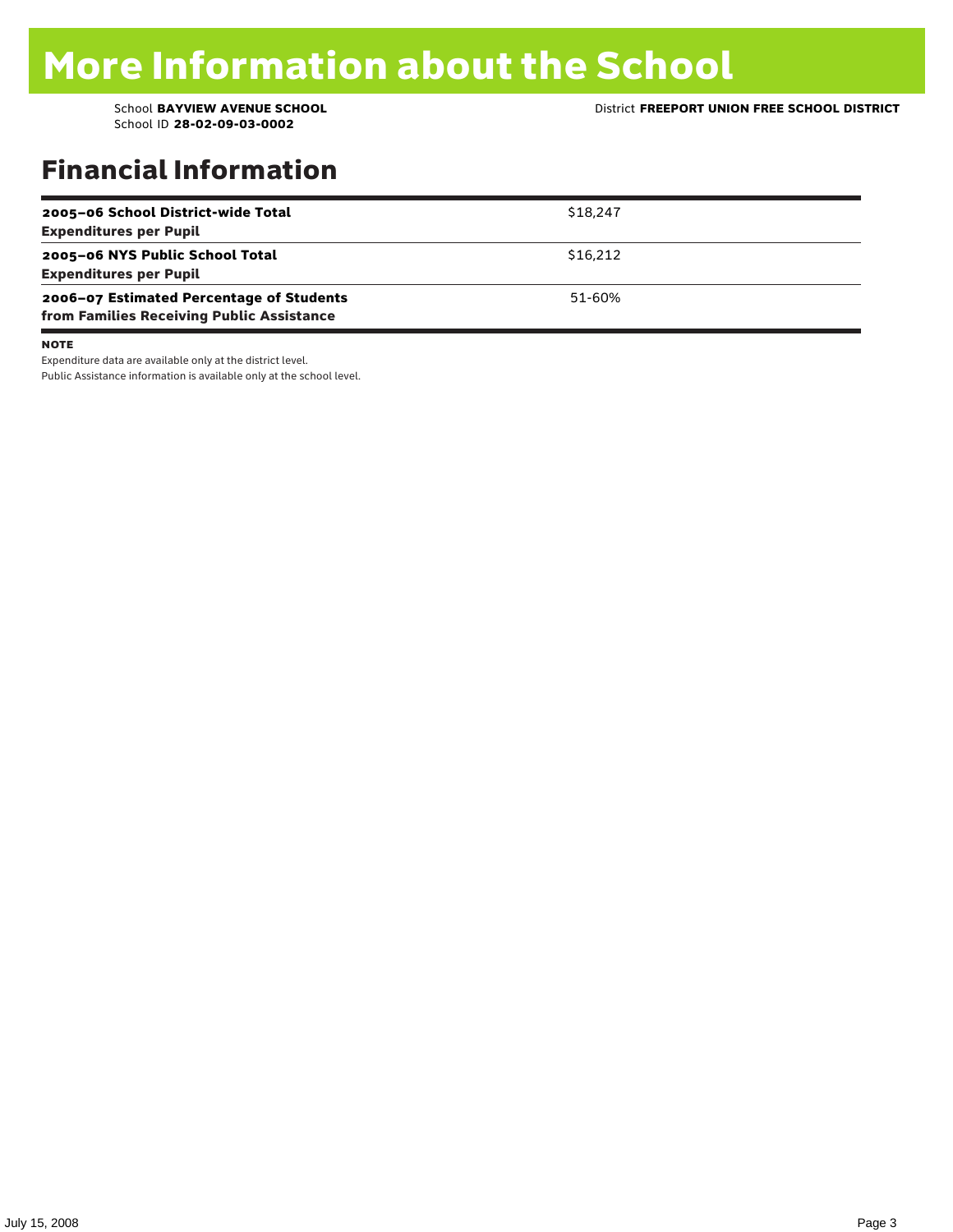# More Information about the School

School **BAYVIEW AVENUE SCHOOL**
School ID **28-02-09-03-0002**

District **FREEPORT UNION FREE SCHOOL DISTRICT**

## Financial Information

| | |
|---|---|
| **2005–06 School District-wide Total Expenditures per Pupil** | $18,247 |
| **2005–06 NYS Public School Total Expenditures per Pupil** | $16,212 |
| **2006–07 Estimated Percentage of Students from Families Receiving Public Assistance** | 51-60% |

**NOTE**

Expenditure data are available only at the district level.

Public Assistance information is available only at the school level.